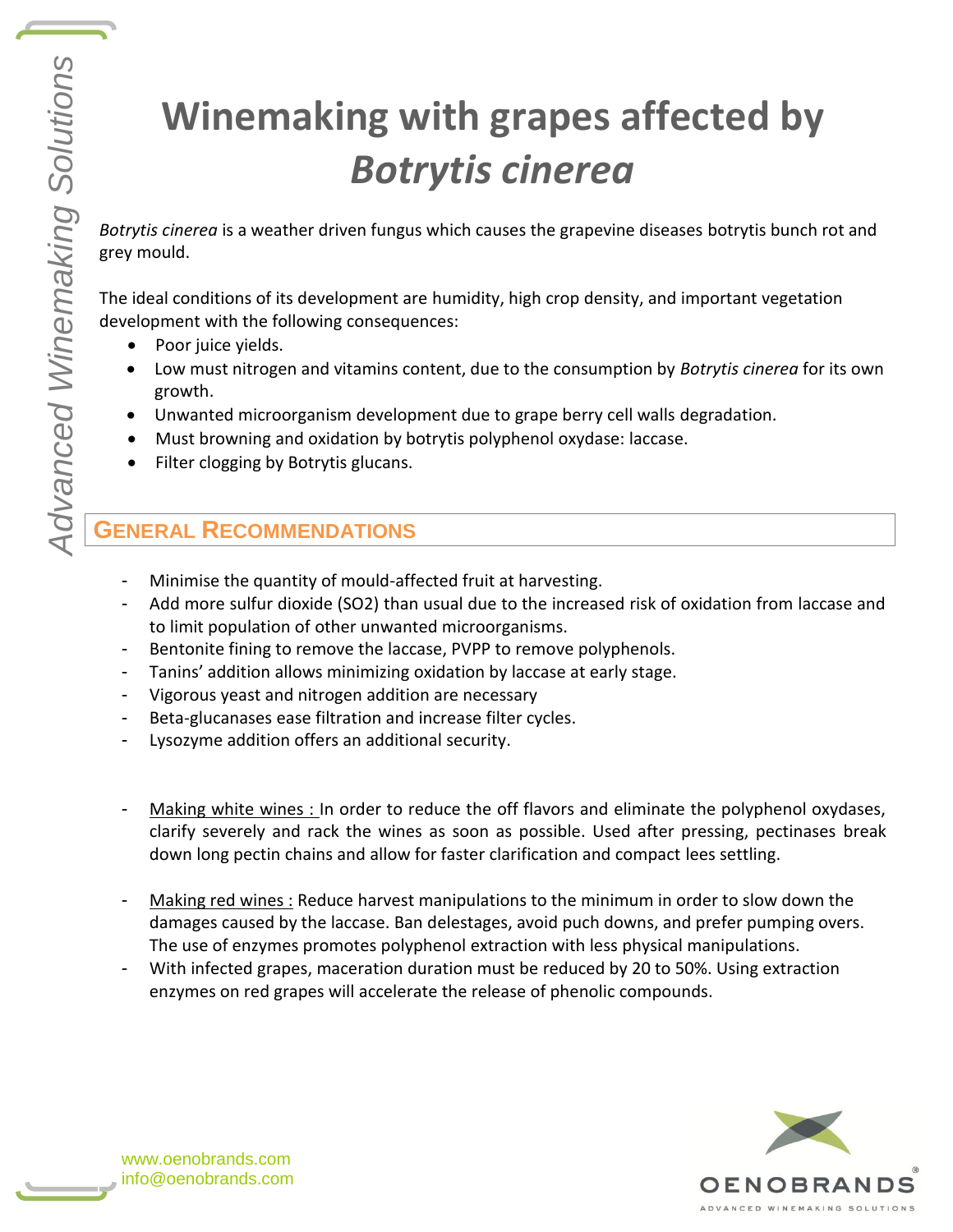# Winemaking with grapes affected by *Botrytis cinerea*

*Botrytis cinerea* is a weather driven fungus which causes the grapevine diseases botrytis bunch rot and grey mould.

The ideal conditions of its development are humidity, high crop density, and important vegetation development with the following consequences:

- Poor juice yields.
- Low must nitrogen and vitamins content, due to the consumption by *Botrytis cinerea* for its own growth.
- Unwanted microorganism development due to grape berry cell walls degradation.
- Must browning and oxidation by botrytis polyphenol oxydase: laccase.
- Filter clogging by Botrytis glucans.

## General Recommendations

- Minimise the quantity of mould-affected fruit at harvesting.
- Add more sulfur dioxide ($SO_2$) than usual due to the increased risk of oxidation from laccase and to limit population of other unwanted microorganisms.
- Bentonite fining to remove the laccase, PVPP to remove polyphenols.
- Tanins' addition allows minimizing oxidation by laccase at early stage.
- Vigorous yeast and nitrogen addition are necessary
- Beta-glucanases ease filtration and increase filter cycles.
- Lysozyme addition offers an additional security.

- Making white wines : In order to reduce the off flavors and eliminate the polyphenol oxydases, clarify severely and rack the wines as soon as possible. Used after pressing, pectinases break down long pectin chains and allow for faster clarification and compact lees settling.

- Making red wines : Reduce harvest manipulations to the minimum in order to slow down the damages caused by the laccase. Ban delestages, avoid puch downs, and prefer pumping overs. The use of enzymes promotes polyphenol extraction with less physical manipulations.
- With infected grapes, maceration duration must be reduced by 20 to 50%. Using extraction enzymes on red grapes will accelerate the release of phenolic compounds.

www.oenobrands.com
info@oenobrands.com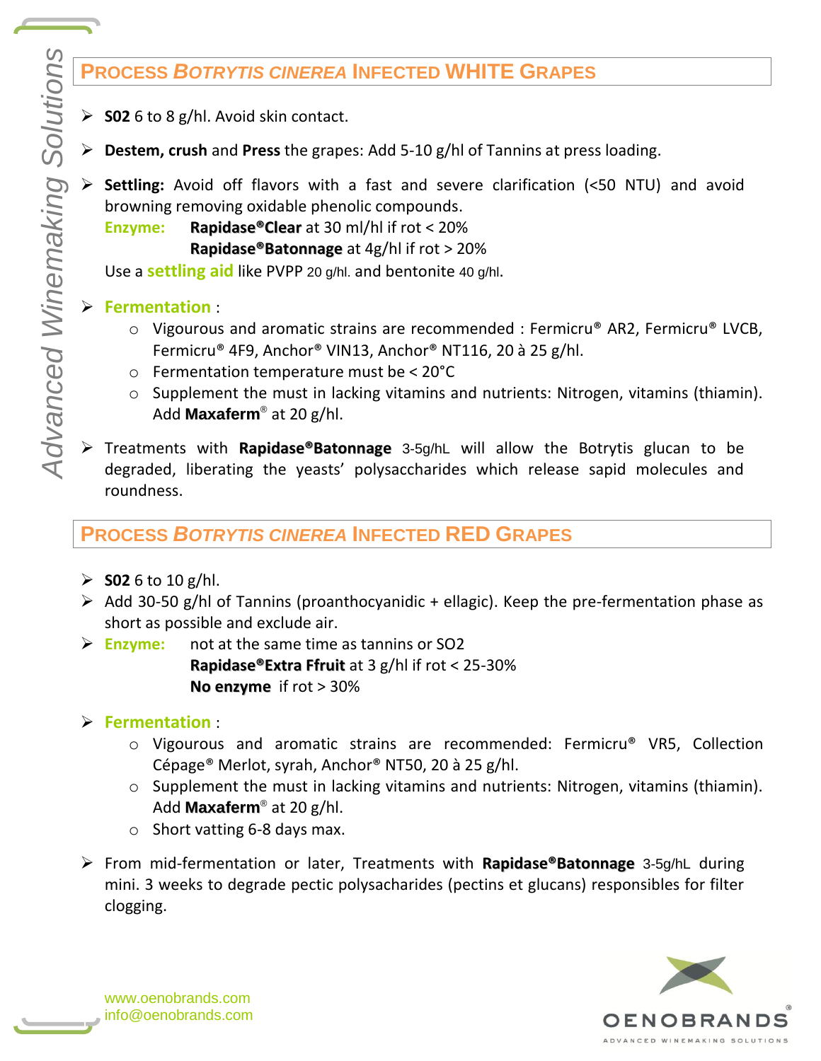## PROCESS *BOTRYTIS CINEREA* INFECTED WHITE GRAPES

- **S02** 6 to 8 g/hl. Avoid skin contact.
- **Destem, crush** and **Press** the grapes: Add 5-10 g/hl of Tannins at press loading.
- **Settling:** Avoid off flavors with a fast and severe clarification (<50 NTU) and avoid browning removing oxidable phenolic compounds.
  **Enzyme:** **Rapidase®Clear** at 30 ml/hl if rot < 20%
  **Rapidase®Batonnage** at 4g/hl if rot > 20%
  Use a **settling aid** like PVPP 20 g/hl. and bentonite 40 g/hl.
- **Fermentation** :
  - Vigourous and aromatic strains are recommended : Fermicru® AR2, Fermicru® LVCB, Fermicru® 4F9, Anchor® VIN13, Anchor® NT116, 20 à 25 g/hl.
  - Fermentation temperature must be < 20°C
  - Supplement the must in lacking vitamins and nutrients: Nitrogen, vitamins (thiamin). Add **Maxaferm**® at 20 g/hl.
- Treatments with **Rapidase®Batonnage** 3-5g/hL will allow the Botrytis glucan to be degraded, liberating the yeasts' polysaccharides which release sapid molecules and roundness.

## PROCESS *BOTRYTIS CINEREA* INFECTED RED GRAPES

- **S02** 6 to 10 g/hl.
- Add 30-50 g/hl of Tannins (proanthocyanidic + ellagic). Keep the pre-fermentation phase as short as possible and exclude air.
- **Enzyme:** not at the same time as tannins or SO2
  **Rapidase®Extra Ffruit** at 3 g/hl if rot < 25-30%
  **No enzyme** if rot > 30%
- **Fermentation** :
  - Vigourous and aromatic strains are recommended: Fermicru® VR5, Collection Cépage® Merlot, syrah, Anchor® NT50, 20 à 25 g/hl.
  - Supplement the must in lacking vitamins and nutrients: Nitrogen, vitamins (thiamin). Add **Maxaferm**® at 20 g/hl.
  - Short vatting 6-8 days max.
- From mid-fermentation or later, Treatments with **Rapidase®Batonnage** 3-5g/hL during mini. 3 weeks to degrade pectic polysacharides (pectins et glucans) responsibles for filter clogging.

www.oenobrands.com
info@oenobrands.com